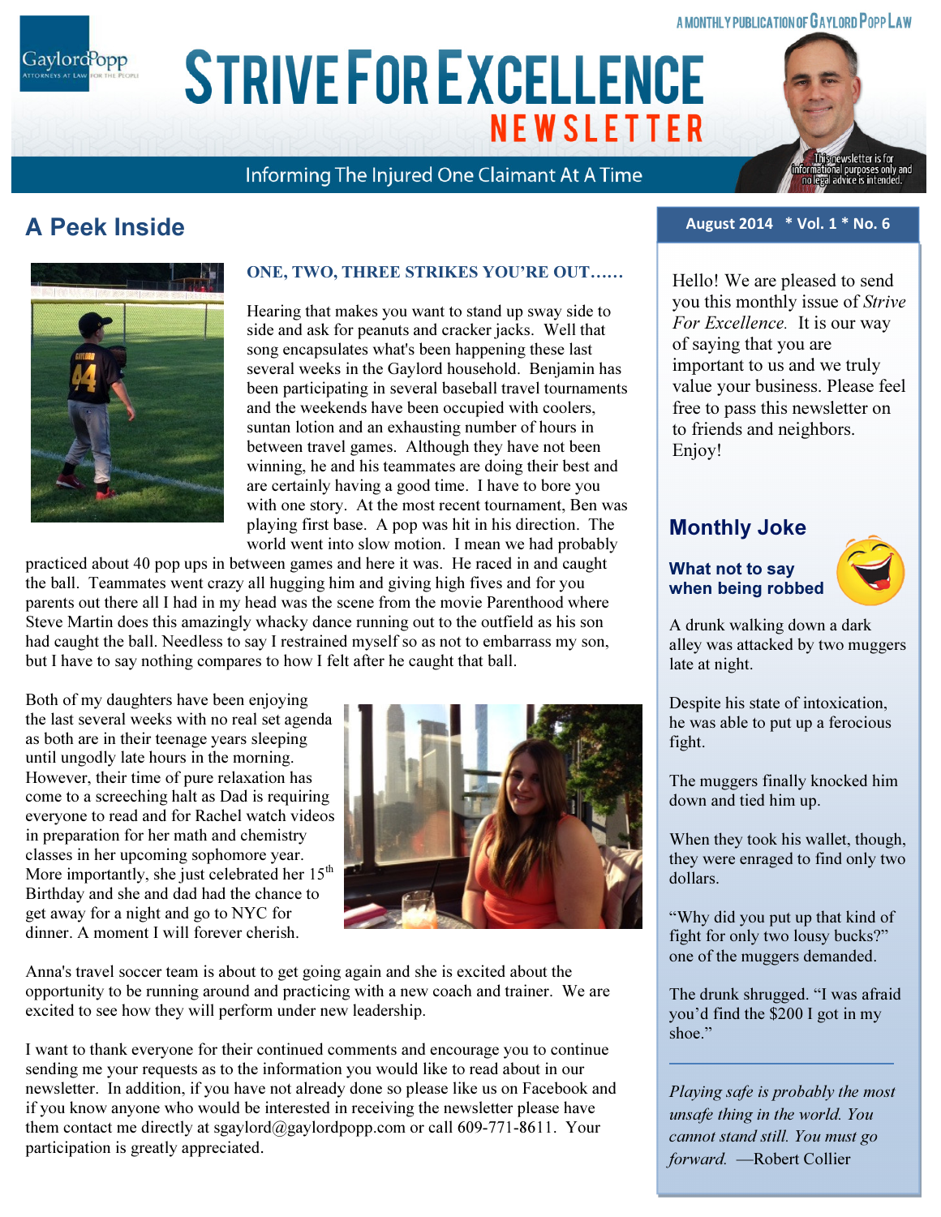A MONTHLY PUBLICATION OF GAYLORD POPP LAW

# STRIVE FOR EXCELLENCE NEWSLETTER

Informing The Injured One Claimant At A Time

This newsletter is for informational purposes only and no legal advice is intended.

## A Peek Inside

### ONE, TWO, THREE STRIKES YOU'RE OUT……

Hearing that makes you want to stand up sway side to side and ask for peanuts and cracker jacks. Well that song encapsulates what's been happening these last several weeks in the Gaylord household. Benjamin has been participating in several baseball travel tournaments and the weekends have been occupied with coolers, suntan lotion and an exhausting number of hours in between travel games. Although they have not been winning, he and his teammates are doing their best and are certainly having a good time. I have to bore you with one story. At the most recent tournament, Ben was playing first base. A pop was hit in his direction. The world went into slow motion. I mean we had probably practiced about 40 pop ups in between games and here it was. He raced in and caught the ball. Teammates went crazy all hugging him and giving high fives and for you parents out there all I had in my head was the scene from the movie Parenthood where Steve Martin does this amazingly whacky dance running out to the outfield as his son had caught the ball. Needless to say I restrained myself so as not to embarrass my son, but I have to say nothing compares to how I felt after he caught that ball.

Both of my daughters have been enjoying the last several weeks with no real set agenda as both are in their teenage years sleeping until ungodly late hours in the morning. However, their time of pure relaxation has come to a screeching halt as Dad is requiring everyone to read and for Rachel watch videos in preparation for her math and chemistry classes in her upcoming sophomore year. More importantly, she just celebrated her 15th Birthday and she and dad had the chance to get away for a night and go to NYC for dinner. A moment I will forever cherish.

Anna's travel soccer team is about to get going again and she is excited about the opportunity to be running around and practicing with a new coach and trainer. We are excited to see how they will perform under new leadership.

I want to thank everyone for their continued comments and encourage you to continue sending me your requests as to the information you would like to read about in our newsletter. In addition, if you have not already done so please like us on Facebook and if you know anyone who would be interested in receiving the newsletter please have them contact me directly at sgaylord@gaylordpopp.com or call 609-771-8611. Your participation is greatly appreciated.

**August 2014 \* Vol. 1 \* No. 6**

Hello! We are pleased to send you this monthly issue of *Strive For Excellence.* It is our way of saying that you are important to us and we truly value your business. Please feel free to pass this newsletter on to friends and neighbors. Enjoy!

## Monthly Joke

### What not to say when being robbed

A drunk walking down a dark alley was attacked by two muggers late at night.

Despite his state of intoxication, he was able to put up a ferocious fight.

The muggers finally knocked him down and tied him up.

When they took his wallet, though, they were enraged to find only two dollars.

"Why did you put up that kind of fight for only two lousy bucks?" one of the muggers demanded.

The drunk shrugged. "I was afraid you'd find the $200 I got in my shoe."

---

*Playing safe is probably the most unsafe thing in the world. You cannot stand still. You must go forward.* —Robert Collier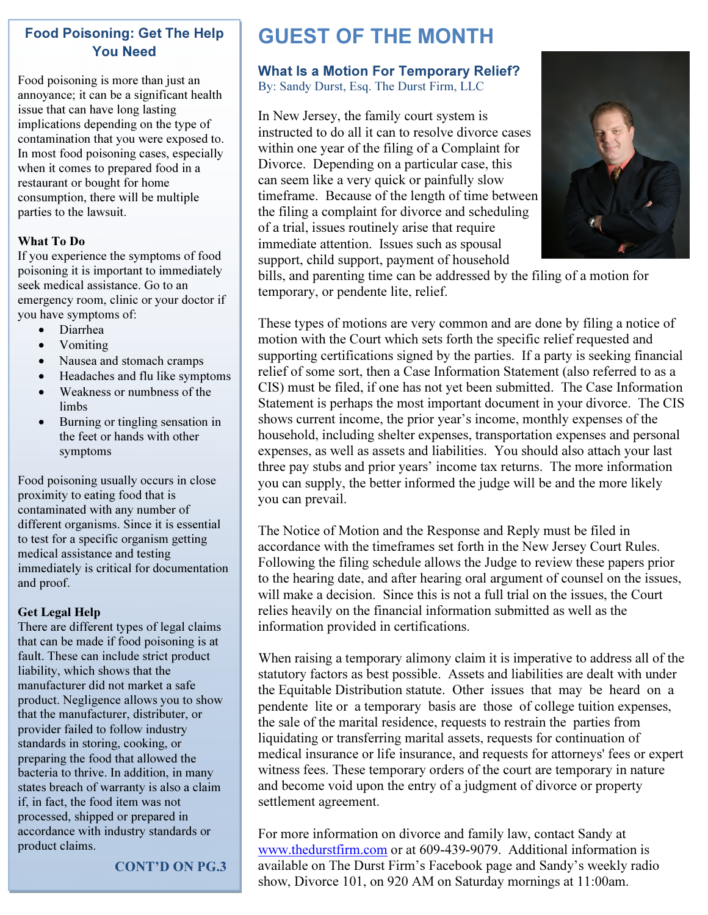## Food Poisoning: Get The Help You Need

Food poisoning is more than just an annoyance; it can be a significant health issue that can have long lasting implications depending on the type of contamination that you were exposed to. In most food poisoning cases, especially when it comes to prepared food in a restaurant or bought for home consumption, there will be multiple parties to the lawsuit.

**What To Do**

If you experience the symptoms of food poisoning it is important to immediately seek medical assistance. Go to an emergency room, clinic or your doctor if you have symptoms of:

- Diarrhea
- Vomiting
- Nausea and stomach cramps
- Headaches and flu like symptoms
- Weakness or numbness of the limbs
- Burning or tingling sensation in the feet or hands with other symptoms

Food poisoning usually occurs in close proximity to eating food that is contaminated with any number of different organisms. Since it is essential to test for a specific organism getting medical assistance and testing immediately is critical for documentation and proof.

**Get Legal Help**

There are different types of legal claims that can be made if food poisoning is at fault. These can include strict product liability, which shows that the manufacturer did not market a safe product. Negligence allows you to show that the manufacturer, distributer, or provider failed to follow industry standards in storing, cooking, or preparing the food that allowed the bacteria to thrive. In addition, in many states breach of warranty is also a claim if, in fact, the food item was not processed, shipped or prepared in accordance with industry standards or product claims.

**CONT'D ON PG.3**

# GUEST OF THE MONTH

### What Is a Motion For Temporary Relief?

By: Sandy Durst, Esq. The Durst Firm, LLC

In New Jersey, the family court system is instructed to do all it can to resolve divorce cases within one year of the filing of a Complaint for Divorce. Depending on a particular case, this can seem like a very quick or painfully slow timeframe. Because of the length of time between the filing a complaint for divorce and scheduling of a trial, issues routinely arise that require immediate attention. Issues such as spousal support, child support, payment of household bills, and parenting time can be addressed by the filing of a motion for temporary, or pendente lite, relief.

These types of motions are very common and are done by filing a notice of motion with the Court which sets forth the specific relief requested and supporting certifications signed by the parties. If a party is seeking financial relief of some sort, then a Case Information Statement (also referred to as a CIS) must be filed, if one has not yet been submitted. The Case Information Statement is perhaps the most important document in your divorce. The CIS shows current income, the prior year's income, monthly expenses of the household, including shelter expenses, transportation expenses and personal expenses, as well as assets and liabilities. You should also attach your last three pay stubs and prior years' income tax returns. The more information you can supply, the better informed the judge will be and the more likely you can prevail.

The Notice of Motion and the Response and Reply must be filed in accordance with the timeframes set forth in the New Jersey Court Rules. Following the filing schedule allows the Judge to review these papers prior to the hearing date, and after hearing oral argument of counsel on the issues, will make a decision. Since this is not a full trial on the issues, the Court relies heavily on the financial information submitted as well as the information provided in certifications.

When raising a temporary alimony claim it is imperative to address all of the statutory factors as best possible. Assets and liabilities are dealt with under the Equitable Distribution statute. Other issues that may be heard on a pendente lite or a temporary basis are those of college tuition expenses, the sale of the marital residence, requests to restrain the parties from liquidating or transferring marital assets, requests for continuation of medical insurance or life insurance, and requests for attorneys' fees or expert witness fees. These temporary orders of the court are temporary in nature and become void upon the entry of a judgment of divorce or property settlement agreement.

For more information on divorce and family law, contact Sandy at www.thedurstfirm.com or at 609-439-9079. Additional information is available on The Durst Firm's Facebook page and Sandy's weekly radio show, Divorce 101, on 920 AM on Saturday mornings at 11:00am.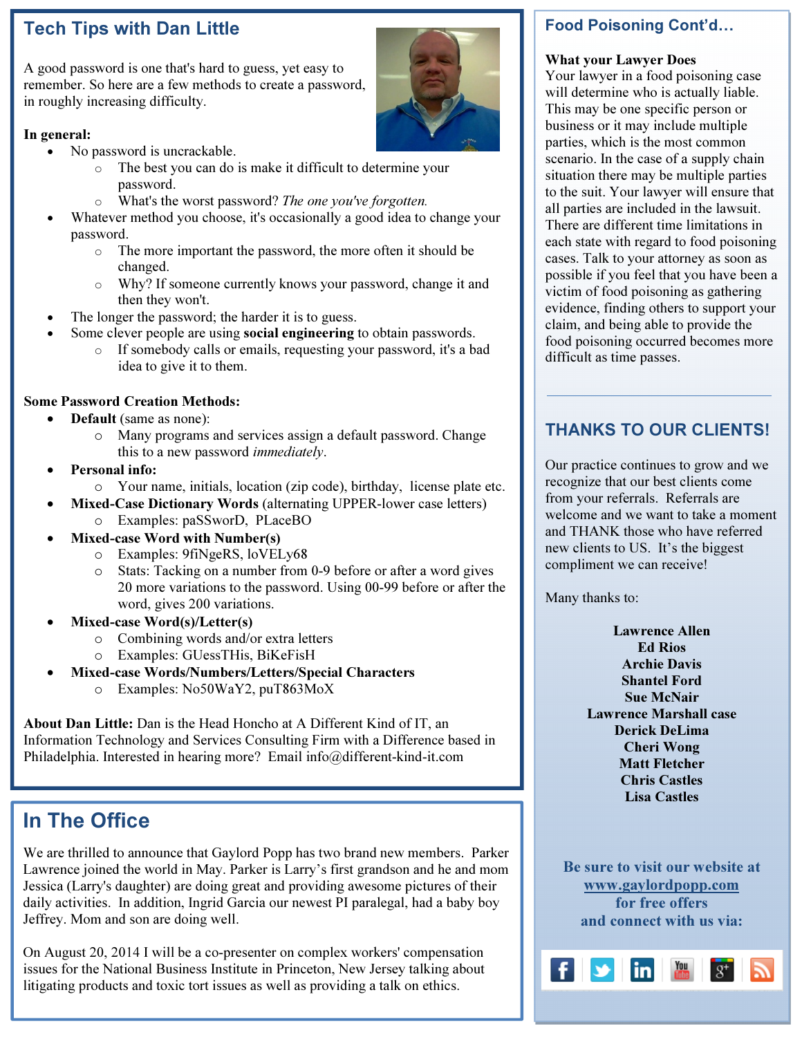## Tech Tips with Dan Little

A good password is one that's hard to guess, yet easy to remember. So here are a few methods to create a password, in roughly increasing difficulty.

**In general:**

- No password is uncrackable.
    - The best you can do is make it difficult to determine your password.
    - What's the worst password? *The one you've forgotten.*
- Whatever method you choose, it's occasionally a good idea to change your password.
    - The more important the password, the more often it should be changed.
    - Why? If someone currently knows your password, change it and then they won't.
- The longer the password; the harder it is to guess.
- Some clever people are using **social engineering** to obtain passwords.
    - If somebody calls or emails, requesting your password, it's a bad idea to give it to them.

**Some Password Creation Methods:**

- **Default** (same as none):
    - Many programs and services assign a default password. Change this to a new password *immediately*.
- **Personal info:**
    - Your name, initials, location (zip code), birthday, license plate etc.
- **Mixed-Case Dictionary Words** (alternating UPPER-lower case letters)
    - Examples: paSSworD, PLaceBO
- **Mixed-case Word with Number(s)**
    - Examples: 9fiNgeRS, loVELy68
    - Stats: Tacking on a number from 0-9 before or after a word gives 20 more variations to the password. Using 00-99 before or after the word, gives 200 variations.
- **Mixed-case Word(s)/Letter(s)**
    - Combining words and/or extra letters
    - Examples: GUessTHis, BiKeFisH
- **Mixed-case Words/Numbers/Letters/Special Characters**
    - Examples: No50WaY2, puT863MoX

**About Dan Little:** Dan is the Head Honcho at A Different Kind of IT, an Information Technology and Services Consulting Firm with a Difference based in Philadelphia. Interested in hearing more? Email info@different-kind-it.com

## In The Office

We are thrilled to announce that Gaylord Popp has two brand new members. Parker Lawrence joined the world in May. Parker is Larry's first grandson and he and mom Jessica (Larry's daughter) are doing great and providing awesome pictures of their daily activities. In addition, Ingrid Garcia our newest PI paralegal, had a baby boy Jeffrey. Mom and son are doing well.

On August 20, 2014 I will be a co-presenter on complex workers' compensation issues for the National Business Institute in Princeton, New Jersey talking about litigating products and toxic tort issues as well as providing a talk on ethics.

## Food Poisoning Cont'd…

**What your Lawyer Does**

Your lawyer in a food poisoning case will determine who is actually liable. This may be one specific person or business or it may include multiple parties, which is the most common scenario. In the case of a supply chain situation there may be multiple parties to the suit. Your lawyer will ensure that all parties are included in the lawsuit. There are different time limitations in each state with regard to food poisoning cases. Talk to your attorney as soon as possible if you feel that you have been a victim of food poisoning as gathering evidence, finding others to support your claim, and being able to provide the food poisoning occurred becomes more difficult as time passes.

## THANKS TO OUR CLIENTS!

Our practice continues to grow and we recognize that our best clients come from your referrals. Referrals are welcome and we want to take a moment and THANK those who have referred new clients to US. It's the biggest compliment we can receive!

Many thanks to:

**Lawrence Allen**
**Ed Rios**
**Archie Davis**
**Shantel Ford**
**Sue McNair**
**Lawrence Marshall case**
**Derick DeLima**
**Cheri Wong**
**Matt Fletcher**
**Chris Castles**
**Lisa Castles**

**Be sure to visit our website at [www.gaylordpopp.com](http://www.gaylordpopp.com) for free offers and connect with us via:**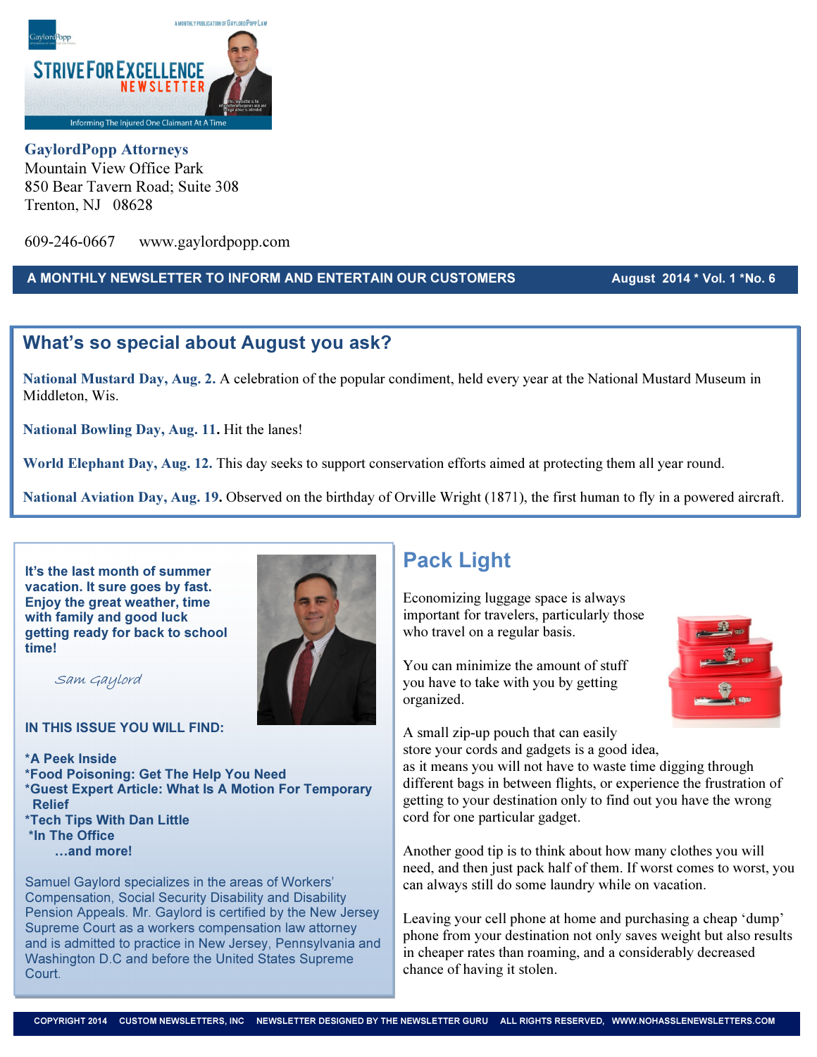**GaylordPopp Attorneys**
Mountain View Office Park
850 Bear Tavern Road; Suite 308
Trenton, NJ 08628

609-246-0667 www.gaylordpopp.com

**A MONTHLY NEWSLETTER TO INFORM AND ENTERTAIN OUR CUSTOMERS** August 2014 * Vol. 1 *No. 6

## What's so special about August you ask?

**National Mustard Day, Aug. 2.** A celebration of the popular condiment, held every year at the National Mustard Museum in Middleton, Wis.

**National Bowling Day, Aug. 11.** Hit the lanes!

**World Elephant Day, Aug. 12.** This day seeks to support conservation efforts aimed at protecting them all year round.

**National Aviation Day, Aug. 19.** Observed on the birthday of Orville Wright (1871), the first human to fly in a powered aircraft.

**It's the last month of summer vacation. It sure goes by fast. Enjoy the great weather, time with family and good luck getting ready for back to school time!**

*Sam Gaylord*

**IN THIS ISSUE YOU WILL FIND:**

**\*A Peek Inside**
**\*Food Poisoning: Get The Help You Need**
**\*Guest Expert Article: What Is A Motion For Temporary Relief**
**\*Tech Tips With Dan Little**
**\*In The Office**
**…and more!**

Samuel Gaylord specializes in the areas of Workers' Compensation, Social Security Disability and Disability Pension Appeals. Mr. Gaylord is certified by the New Jersey Supreme Court as a workers compensation law attorney and is admitted to practice in New Jersey, Pennsylvania and Washington D.C and before the United States Supreme Court.

## Pack Light

Economizing luggage space is always important for travelers, particularly those who travel on a regular basis.

You can minimize the amount of stuff you have to take with you by getting organized.

A small zip-up pouch that can easily store your cords and gadgets is a good idea, as it means you will not have to waste time digging through different bags in between flights, or experience the frustration of getting to your destination only to find out you have the wrong cord for one particular gadget.

Another good tip is to think about how many clothes you will need, and then just pack half of them. If worst comes to worst, you can always still do some laundry while on vacation.

Leaving your cell phone at home and purchasing a cheap 'dump' phone from your destination not only saves weight but also results in cheaper rates than roaming, and a considerably decreased chance of having it stolen.

COPYRIGHT 2014 CUSTOM NEWSLETTERS, INC NEWSLETTER DESIGNED BY THE NEWSLETTER GURU ALL RIGHTS RESERVED, WWW.NOHASSLENEWSLETTERS.COM